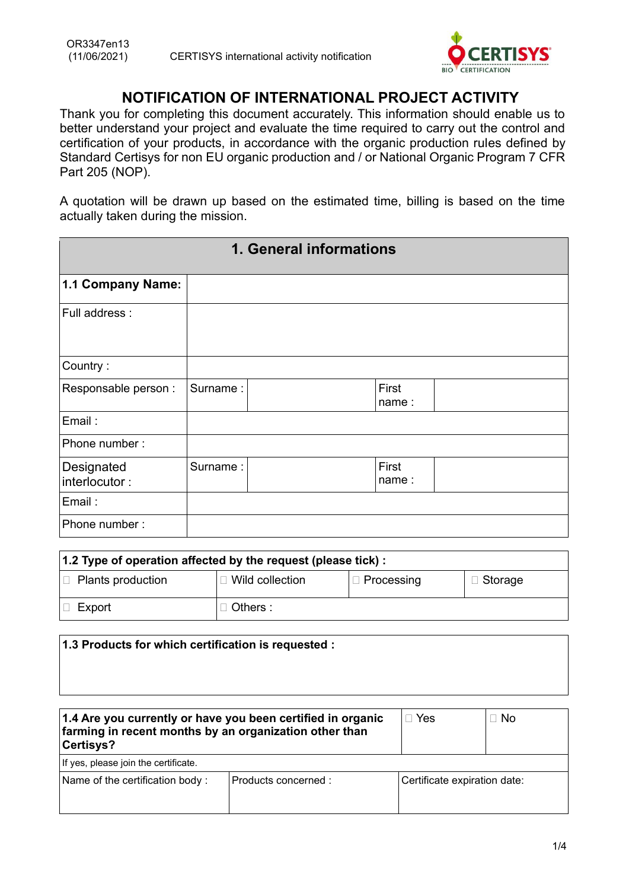# NOTIFICATION OF INTERNATIONAL PROJECT ACTIVITY

Thank you for completing this document accurately. This information should enable us to better understand your project and evaluate the time required to carry out the control and certification of your products, in accordance with the organic production rules defined by Standard Certisys for non EU organic production and / or National Organic Program 7 CFR Part 205 (NOP).

A quotation will be drawn up based on the estimated time, billing is based on the time actually taken during the mission.

## 1. General informations

| **1.1 Company Name:** | | | |
|---|---|---|---|
| Full address : | | | |
| Country : | | | |
| Responsable person : | Surname : | First name : | |
| Email : | | | |
| Phone number : | | | |
| Designated interlocutor : | Surname : | First name : | |
| Email : | | | |
| Phone number : | | | |

**1.2 Type of operation affected by the request (please tick) :**

| | | | |
|---|---|---|---|
| ☐ Plants production | ☐ Wild collection | ☐ Processing | ☐ Storage |
| ☐ Export | ☐ Others : | | |

**1.3 Products for which certification is requested :**

| **1.4 Are you currently or have you been certified in organic farming in recent months by an organization other than Certisys?** | ☐ Yes | ☐ No |
|---|---|---|
| If yes, please join the certificate. | | |
| Name of the certification body : | Products concerned : | Certificate expiration date: |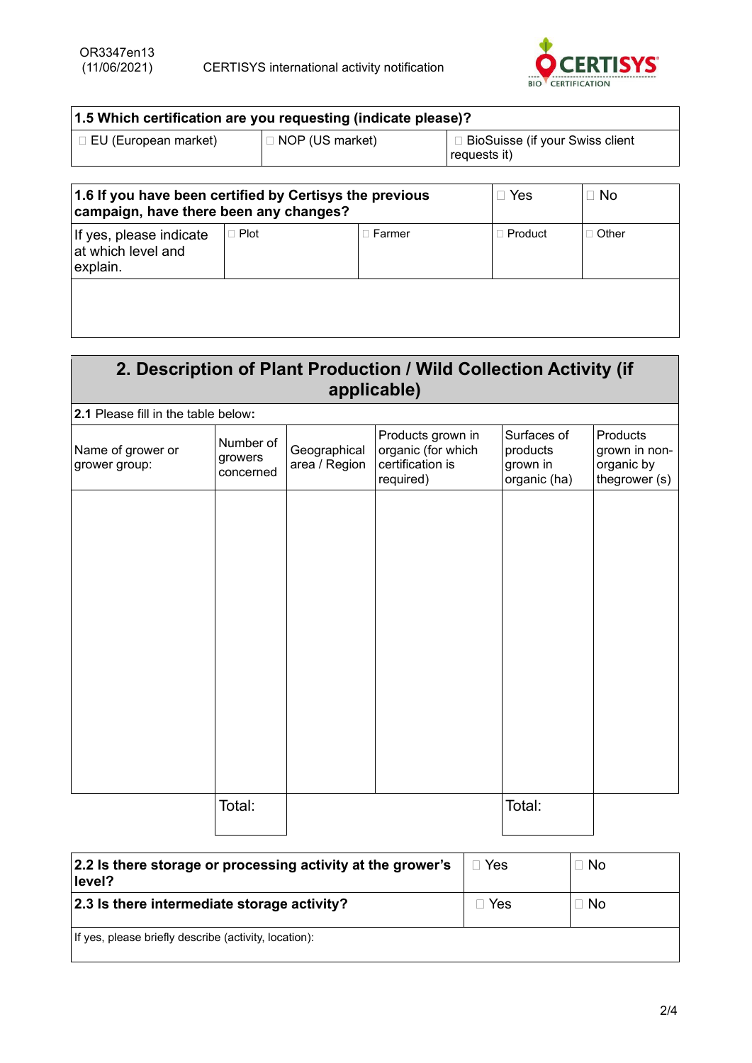| 1.5 Which certification are you requesting (indicate please)? | | |
|---|---|---|
| ☐ EU (European market) | ☐ NOP (US market) | ☐ BioSuisse (if your Swiss client requests it) |

| 1.6 If you have been certified by Certisys the previous campaign, have there been any changes? | | | ☐ Yes | ☐ No |
|---|---|---|---|---|
| If yes, please indicate at which level and explain. | ☐ Plot | ☐ Farmer | ☐ Product | ☐ Other |
| | | | | |

## 2. Description of Plant Production / Wild Collection Activity (if applicable)

**2.1** Please fill in the table below:

| Name of grower or grower group: | Number of growers concerned | Geographical area / Region | Products grown in organic (for which certification is required) | Surfaces of products grown in organic (ha) | Products grown in non-organic by thegrower (s) |
|---|---|---|---|---|---|
| | | | | | |
| | Total: | | | Total: | |

| 2.2 Is there storage or processing activity at the grower's level? | ☐ Yes | ☐ No |
|---|---|---|
| **2.3 Is there intermediate storage activity?** | ☐ Yes | ☐ No |
| If yes, please briefly describe (activity, location): | | |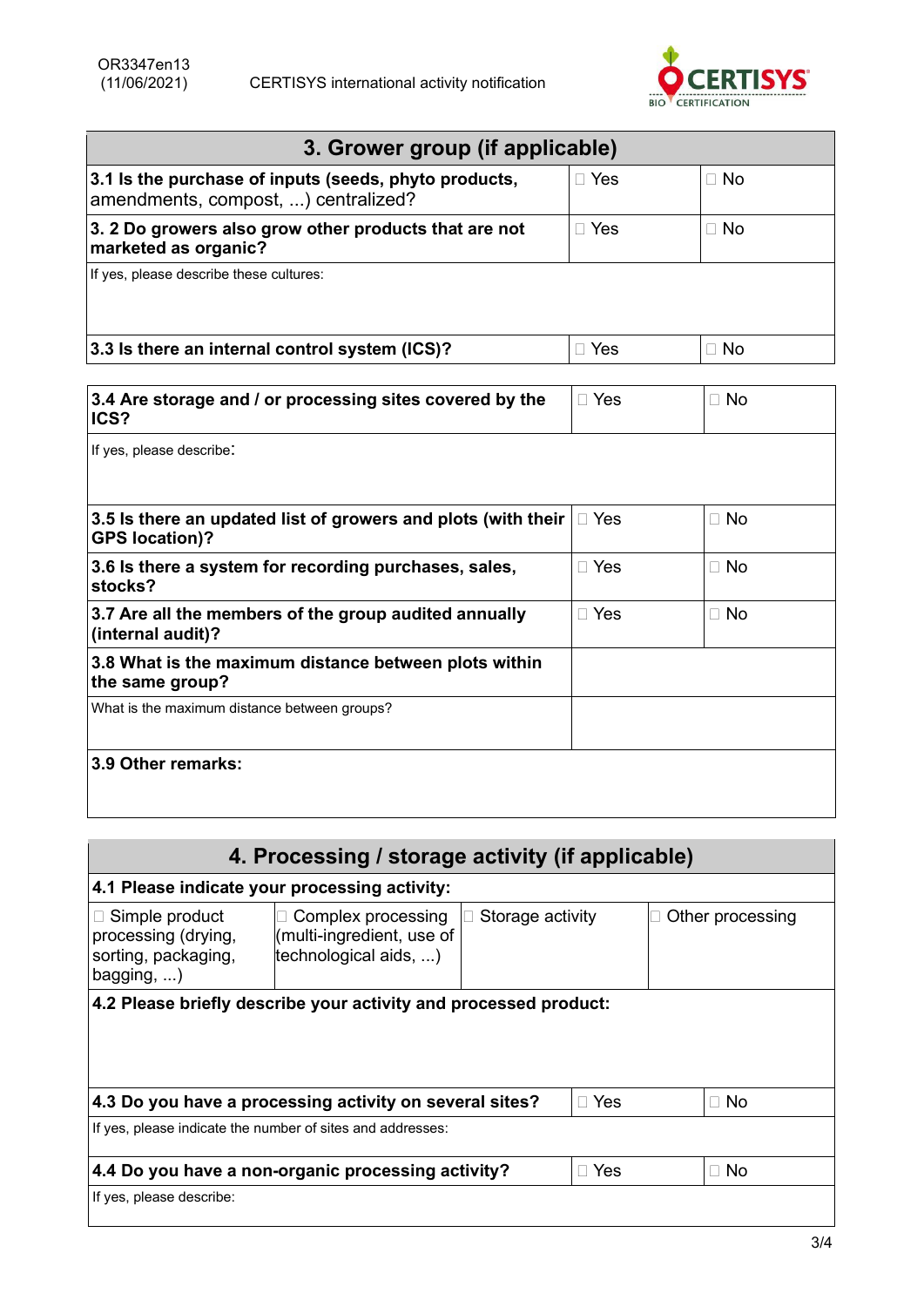## 3. Grower group (if applicable)

| Question | | |
|---|---|---|
| **3.1 Is the purchase of inputs (seeds, phyto products,** amendments, compost, ...) centralized? | ☐ Yes | ☐ No |
| **3. 2 Do growers also grow other products that are not marketed as organic?** | ☐ Yes | ☐ No |
| If yes, please describe these cultures: | | |
| **3.3 Is there an internal control system (ICS)?** | ☐ Yes | ☐ No |

| Question | | |
|---|---|---|
| **3.4 Are storage and / or processing sites covered by the ICS?** | ☐ Yes | ☐ No |
| If yes, please describe: | | |
| **3.5 Is there an updated list of growers and plots (with their GPS location)?** | ☐ Yes | ☐ No |
| **3.6 Is there a system for recording purchases, sales, stocks?** | ☐ Yes | ☐ No |
| **3.7 Are all the members of the group audited annually (internal audit)?** | ☐ Yes | ☐ No |
| **3.8 What is the maximum distance between plots within the same group?** | | |
| What is the maximum distance between groups? | | |
| **3.9 Other remarks:** | | |

## 4. Processing / storage activity (if applicable)

**4.1 Please indicate your processing activity:**

| | | | |
|---|---|---|---|
| ☐ Simple product processing (drying, sorting, packaging, bagging, ...) | ☐ Complex processing (multi-ingredient, use of technological aids, ...) | ☐ Storage activity | ☐ Other processing |

**4.2 Please briefly describe your activity and processed product:**

| Question | | |
|---|---|---|
| **4.3 Do you have a processing activity on several sites?** | ☐ Yes | ☐ No |
| If yes, please indicate the number of sites and addresses: | | |
| **4.4 Do you have a non-organic processing activity?** | ☐ Yes | ☐ No |
| If yes, please describe: | | |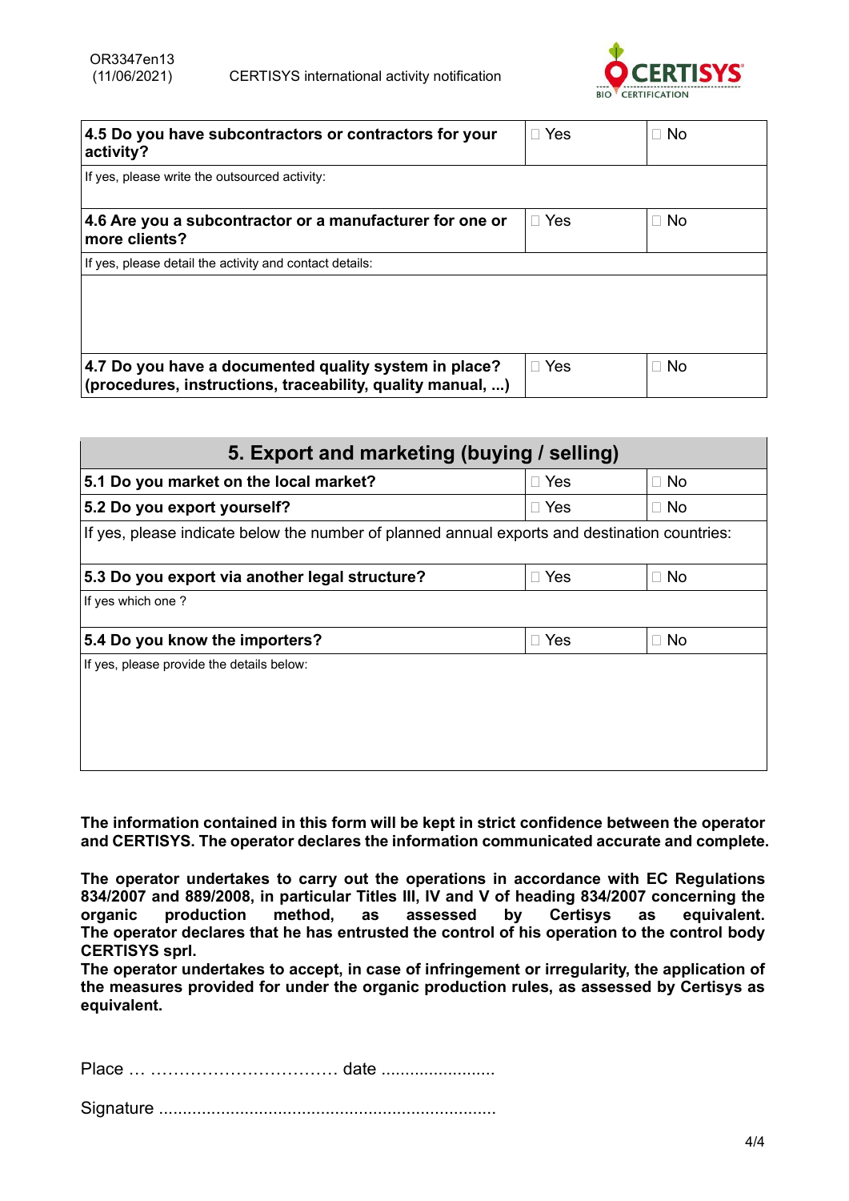| | | |
|---|---|---|
| **4.5 Do you have subcontractors or contractors for your activity?** | ☐ Yes | ☐ No |
| If yes, please write the outsourced activity: | | |
| **4.6 Are you a subcontractor or a manufacturer for one or more clients?** | ☐ Yes | ☐ No |
| If yes, please detail the activity and contact details: | | |
| | | |
| **4.7 Do you have a documented quality system in place? (procedures, instructions, traceability, quality manual, ...)** | ☐ Yes | ☐ No |

## 5. Export and marketing (buying / selling)

| | | |
|---|---|---|
| **5.1 Do you market on the local market?** | ☐ Yes | ☐ No |
| **5.2 Do you export yourself?** | ☐ Yes | ☐ No |
| If yes, please indicate below the number of planned annual exports and destination countries: | | |
| **5.3 Do you export via another legal structure?** | ☐ Yes | ☐ No |
| If yes which one ? | | |
| **5.4 Do you know the importers?** | ☐ Yes | ☐ No |
| If yes, please provide the details below: | | |

**The information contained in this form will be kept in strict confidence between the operator and CERTISYS. The operator declares the information communicated accurate and complete.**

**The operator undertakes to carry out the operations in accordance with EC Regulations 834/2007 and 889/2008, in particular Titles III, IV and V of heading 834/2007 concerning the organic production method, as assessed by Certisys as equivalent. The operator declares that he has entrusted the control of his operation to the control body CERTISYS sprl.**
**The operator undertakes to accept, in case of infringement or irregularity, the application of the measures provided for under the organic production rules, as assessed by Certisys as equivalent.**

Place … …………………………… date ........................

Signature .......................................................................